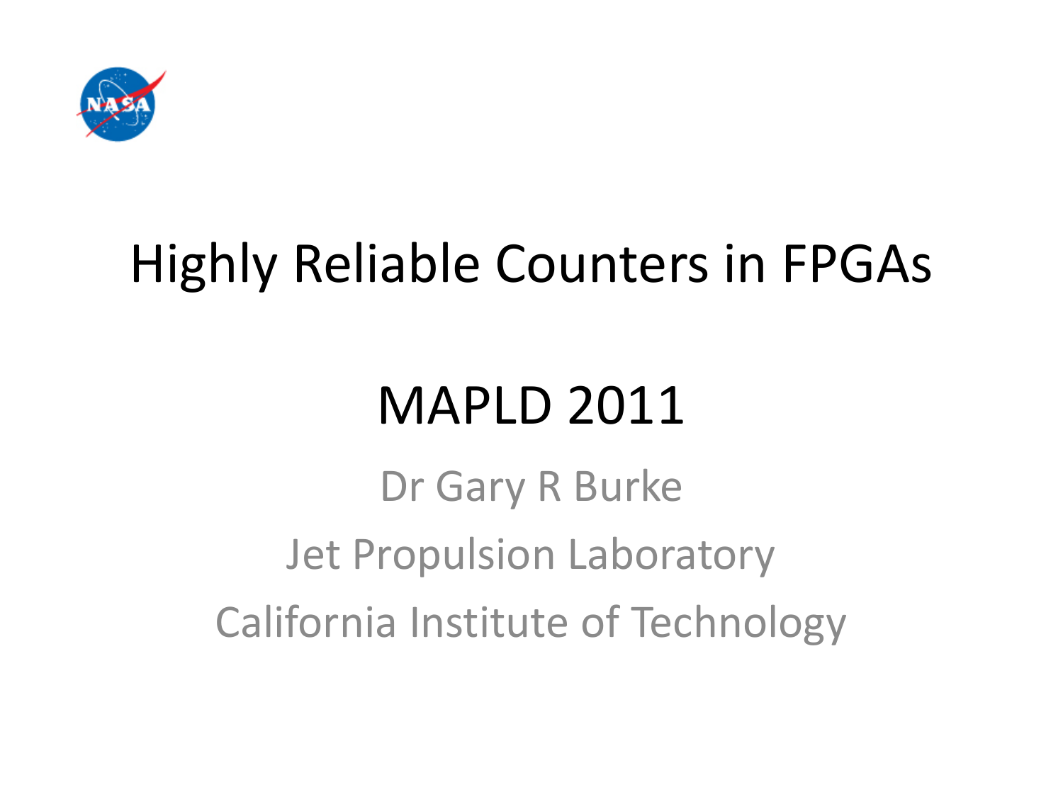# Highly Reliable Counters in FPGAs

## MAPLD 2011

Dr Gary R Burke

Jet Propulsion Laboratory

California Institute of Technology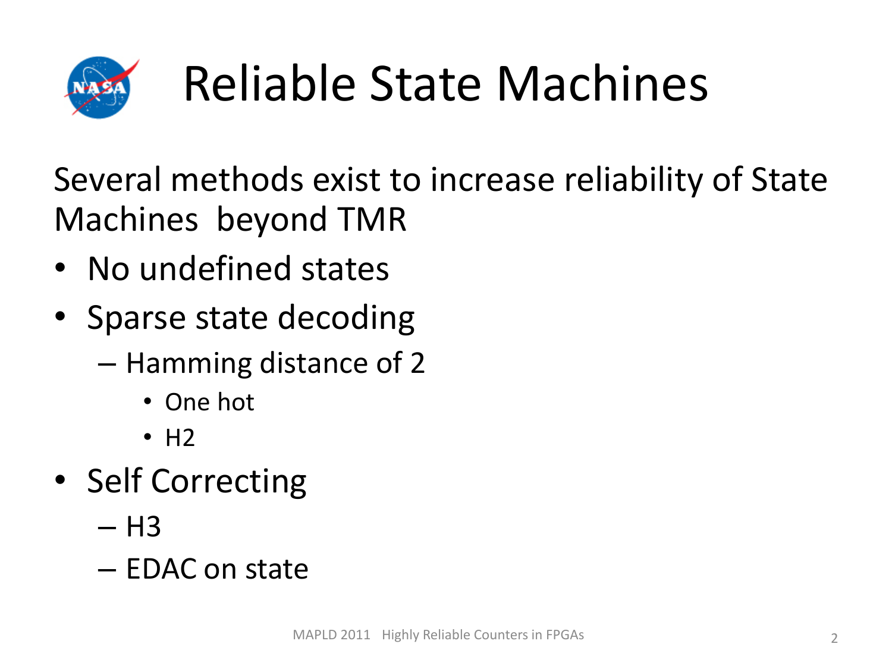# Reliable State Machines

Several methods exist to increase reliability of State Machines beyond TMR

- No undefined states
- Sparse state decoding
  - Hamming distance of 2
    - One hot
    - H2
- Self Correcting
  - H3
  - EDAC on state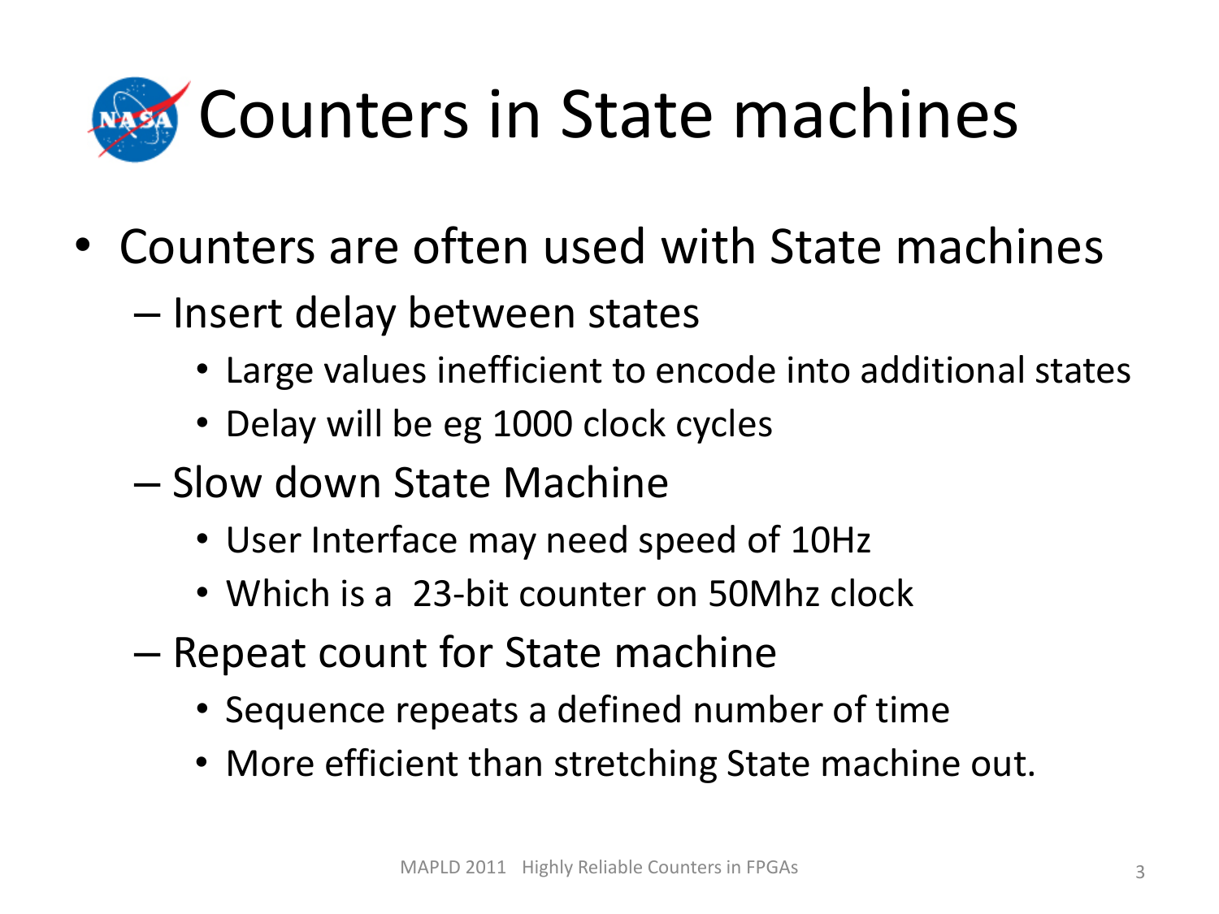# Counters in State machines

- Counters are often used with State machines
  - Insert delay between states
    - Large values inefficient to encode into additional states
    - Delay will be eg 1000 clock cycles
  - Slow down State Machine
    - User Interface may need speed of 10Hz
    - Which is a 23-bit counter on 50Mhz clock
  - Repeat count for State machine
    - Sequence repeats a defined number of time
    - More efficient than stretching State machine out.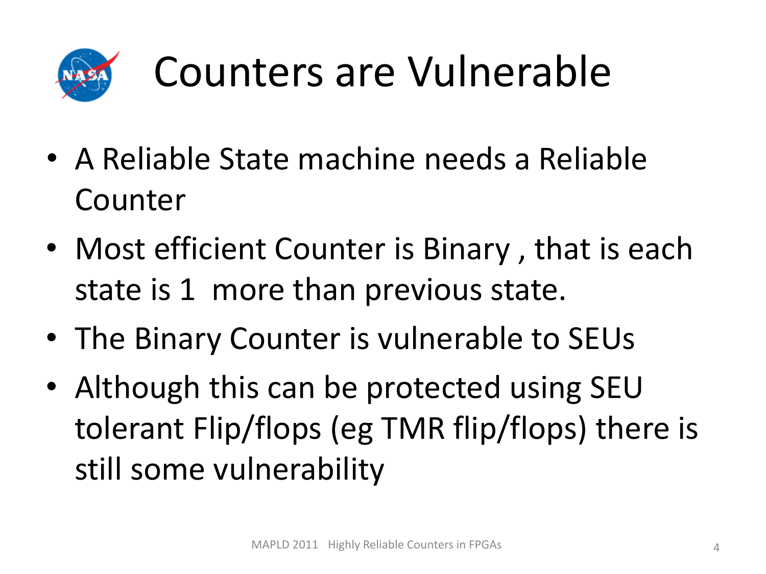# Counters are Vulnerable

- A Reliable State machine needs a Reliable Counter
- Most efficient Counter is Binary , that is each state is 1  more than previous state.
- The Binary Counter is vulnerable to SEUs
- Although this can be protected using SEU tolerant Flip/flops (eg TMR flip/flops) there is still some vulnerability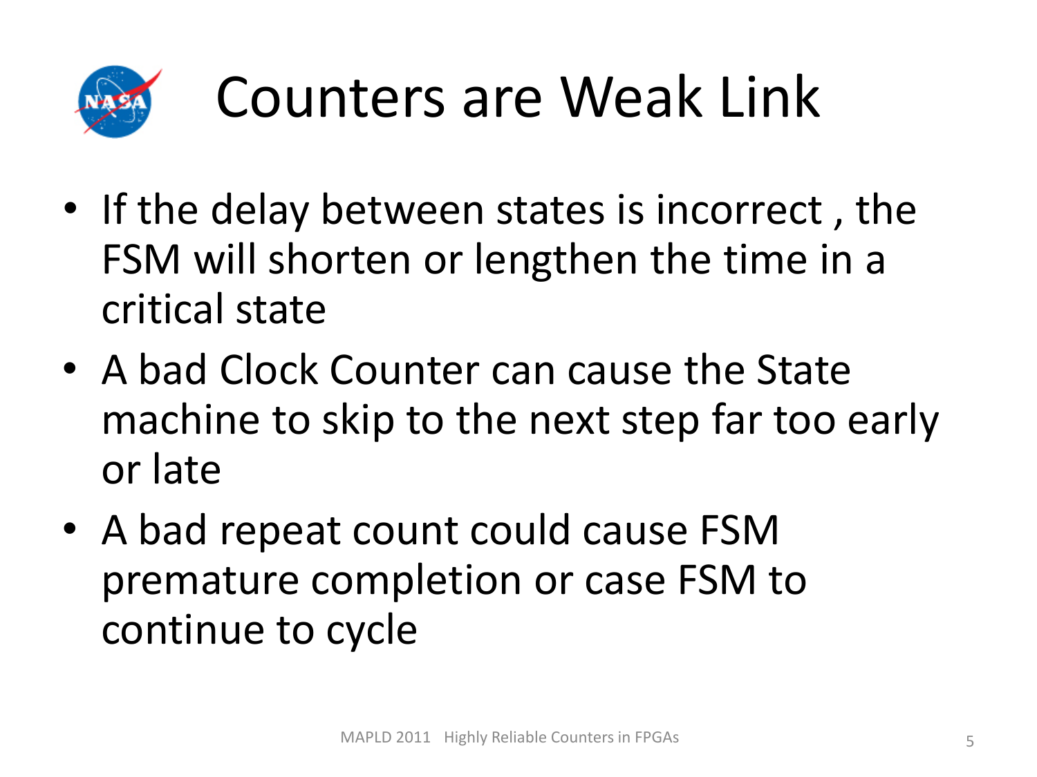# Counters are Weak Link

- If the delay between states is incorrect , the FSM will shorten or lengthen the time in a critical state
- A bad Clock Counter can cause the State machine to skip to the next step far too early or late
- A bad repeat count could cause FSM premature completion or case FSM to continue to cycle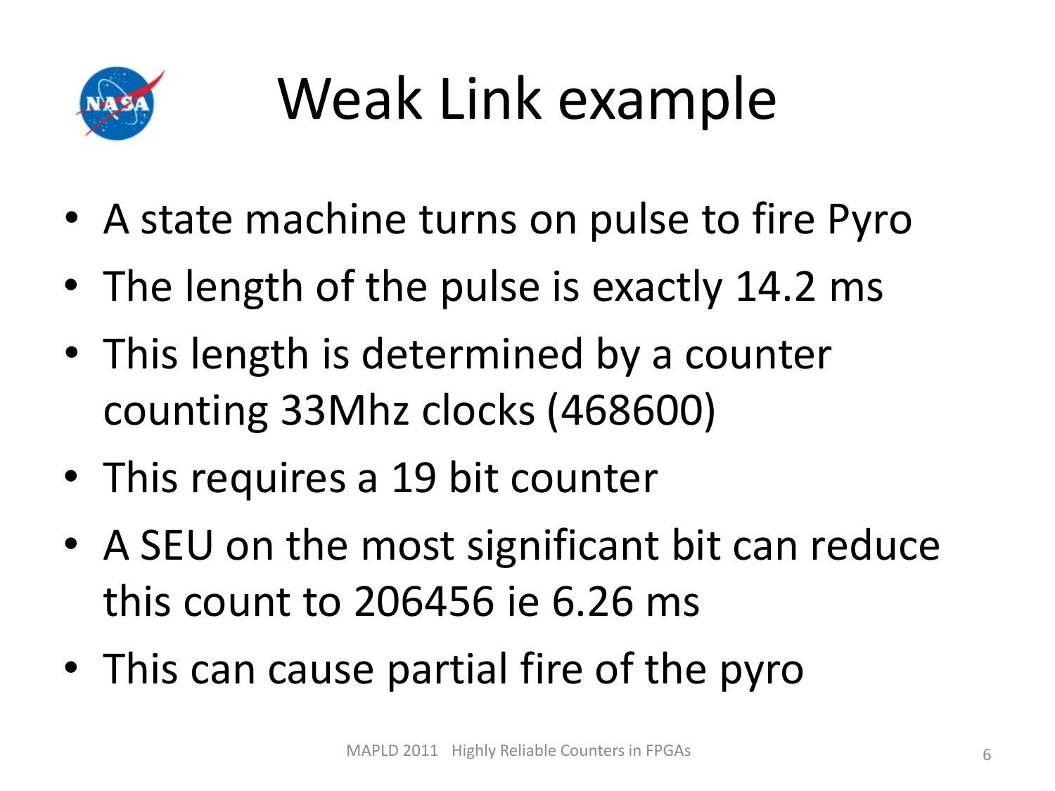# Weak Link example

- A state machine turns on pulse to fire Pyro
- The length of the pulse is exactly 14.2 ms
- This length is determined by a counter counting 33Mhz clocks (468600)
- This requires a 19 bit counter
- A SEU on the most significant bit can reduce this count to 206456 ie 6.26 ms
- This can cause partial fire of the pyro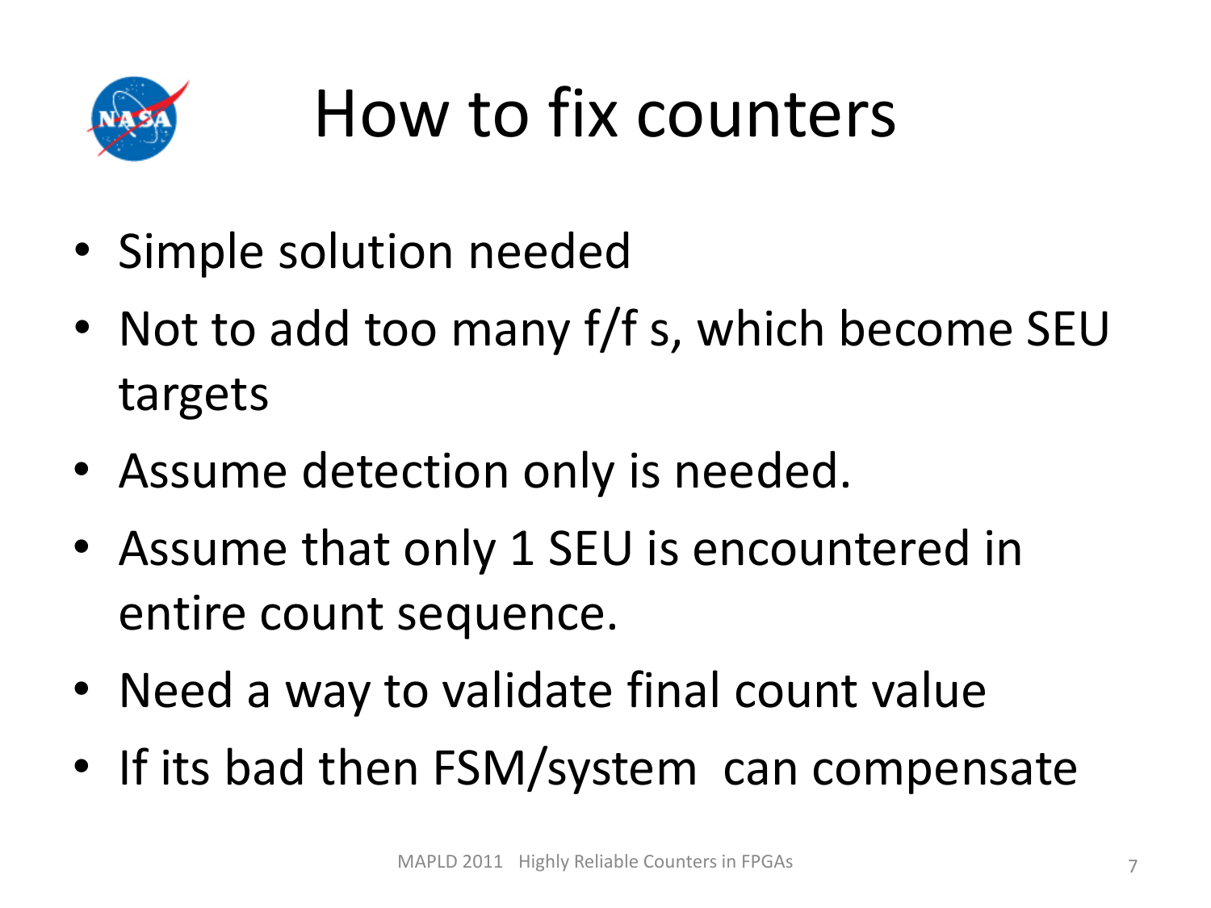# How to fix counters

- Simple solution needed
- Not to add too many f/f s, which become SEU targets
- Assume detection only is needed.
- Assume that only 1 SEU is encountered in entire count sequence.
- Need a way to validate final count value
- If its bad then FSM/system  can compensate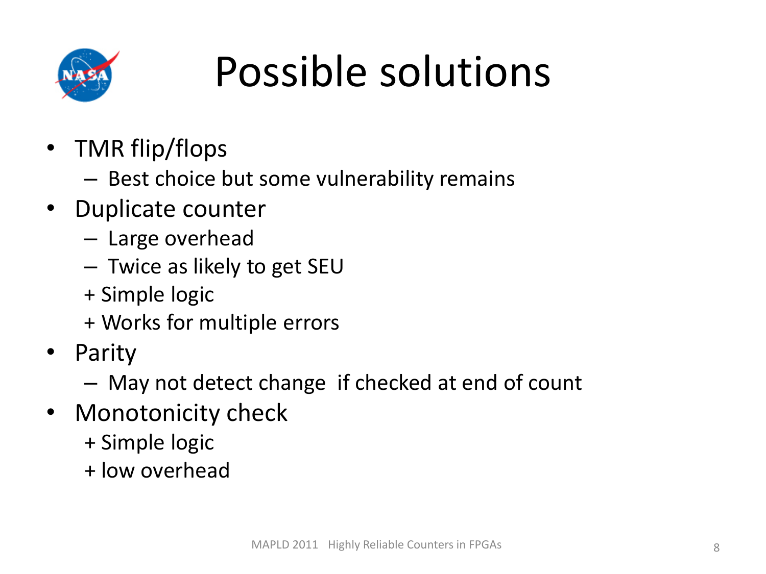# Possible solutions

- TMR flip/flops
  - Best choice but some vulnerability remains
- Duplicate counter
  - Large overhead
  - Twice as likely to get SEU
  - + Simple logic
  - + Works for multiple errors
- Parity
  - May not detect change if checked at end of count
- Monotonicity check
  - + Simple logic
  - + low overhead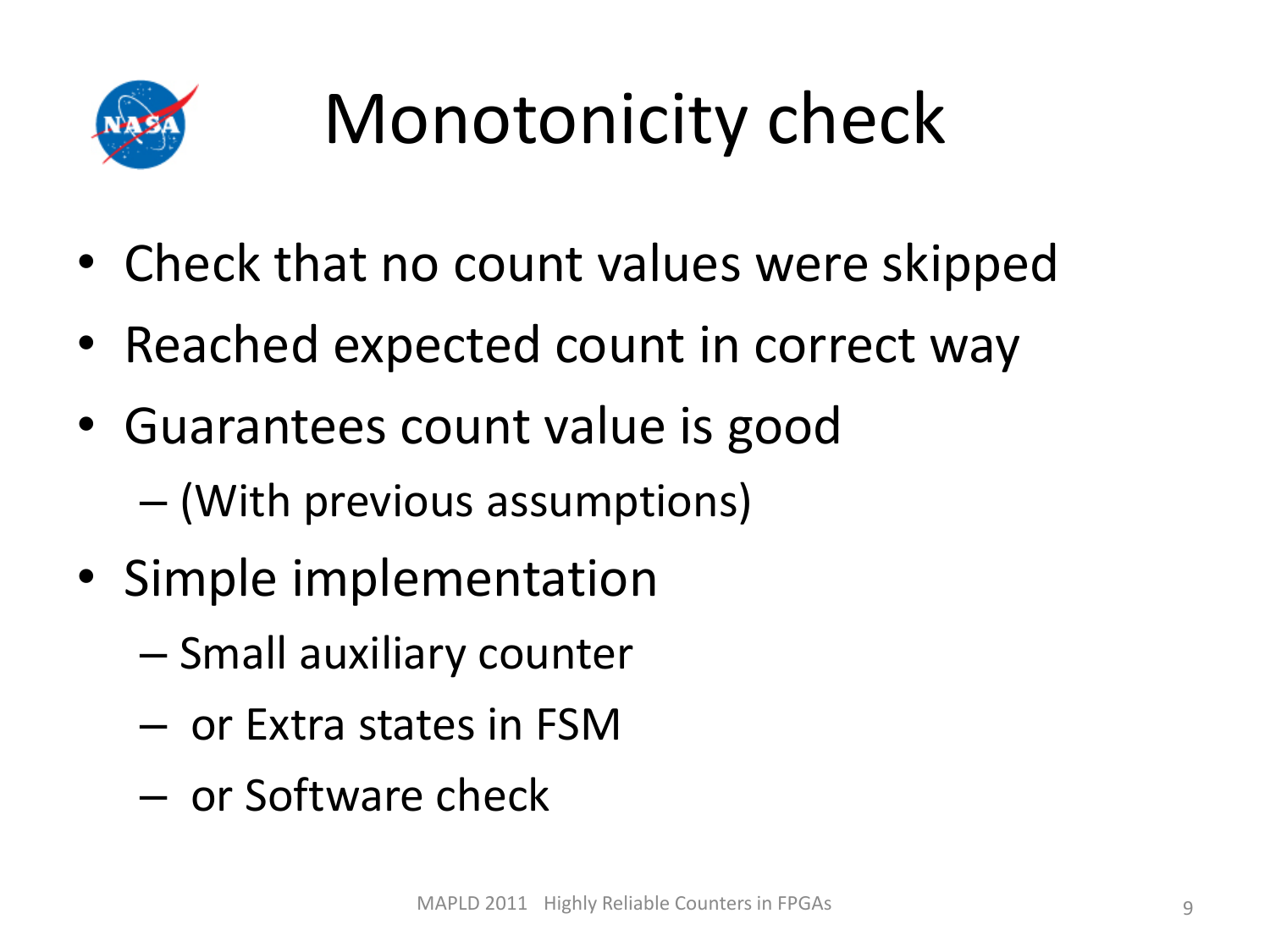# Monotonicity check

- Check that no count values were skipped
- Reached expected count in correct way
- Guarantees count value is good
  - (With previous assumptions)
- Simple implementation
  - Small auxiliary counter
  - or Extra states in FSM
  - or Software check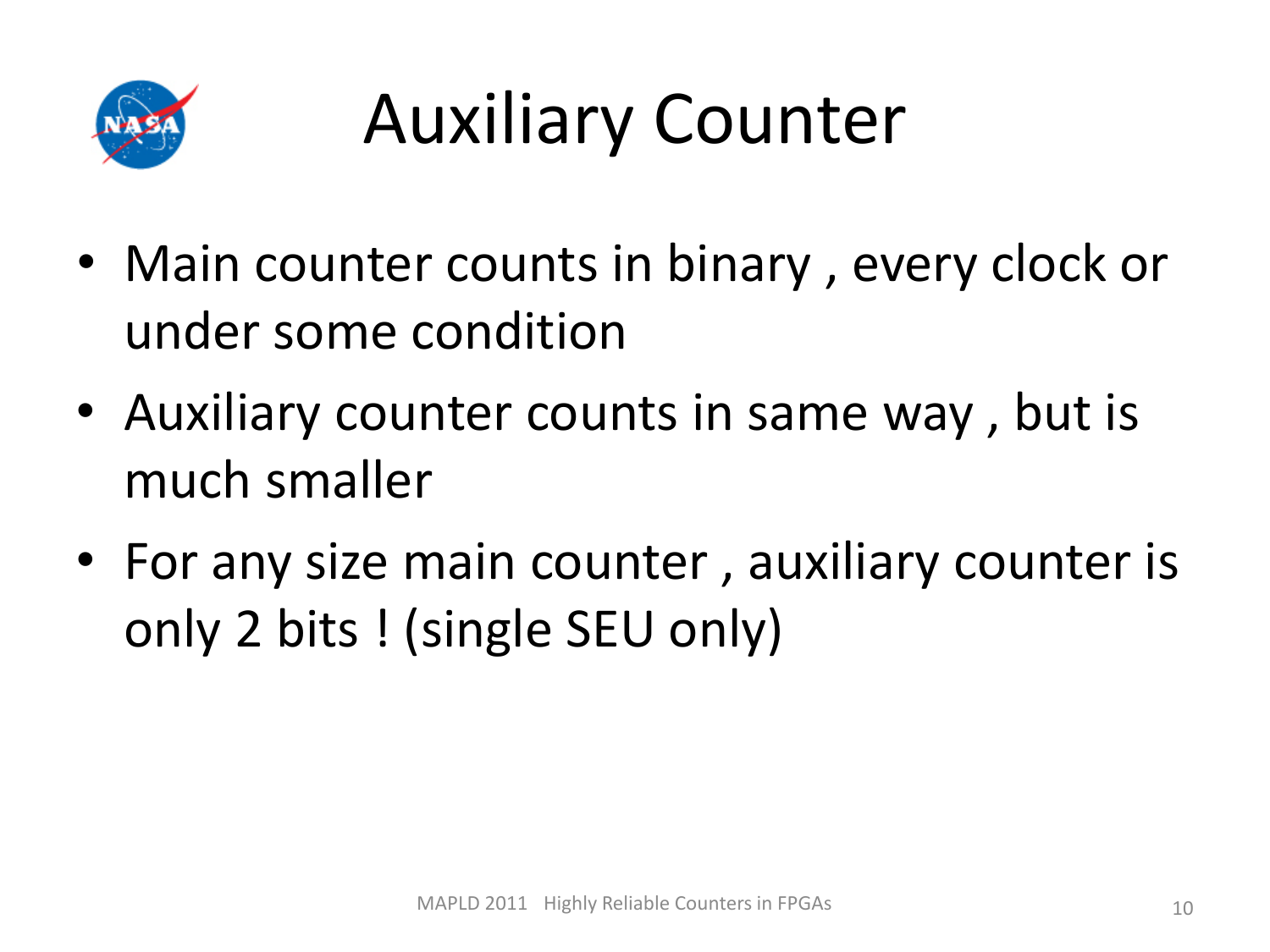# Auxiliary Counter

- Main counter counts in binary , every clock or under some condition
- Auxiliary counter counts in same way , but is much smaller
- For any size main counter , auxiliary counter is only 2 bits ! (single SEU only)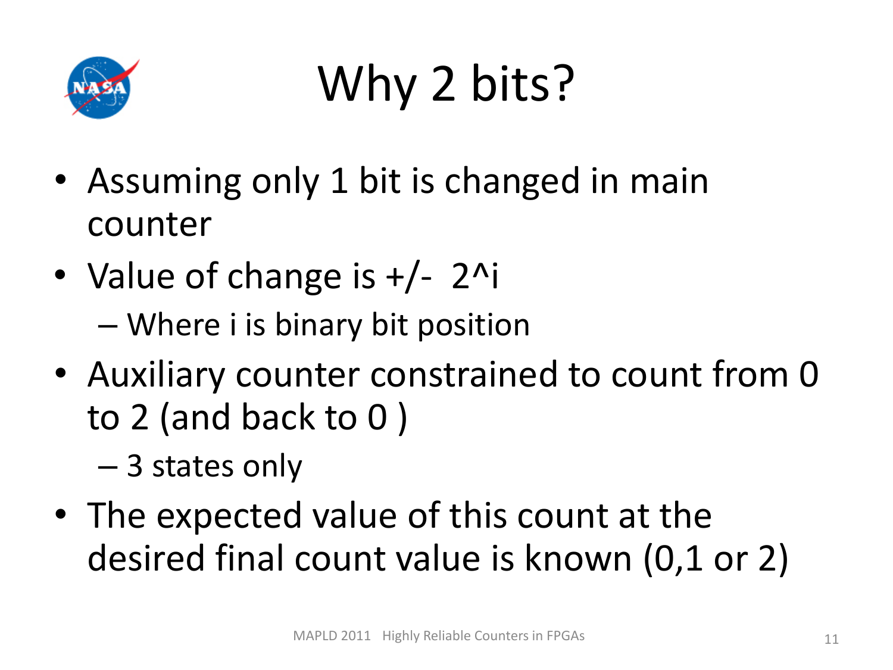# Why 2 bits?

- Assuming only 1 bit is changed in main counter
- Value of change is +/- $2^i$
  - Where i is binary bit position
- Auxiliary counter constrained to count from 0 to 2 (and back to 0 )
  - 3 states only
- The expected value of this count at the desired final count value is known (0,1 or 2)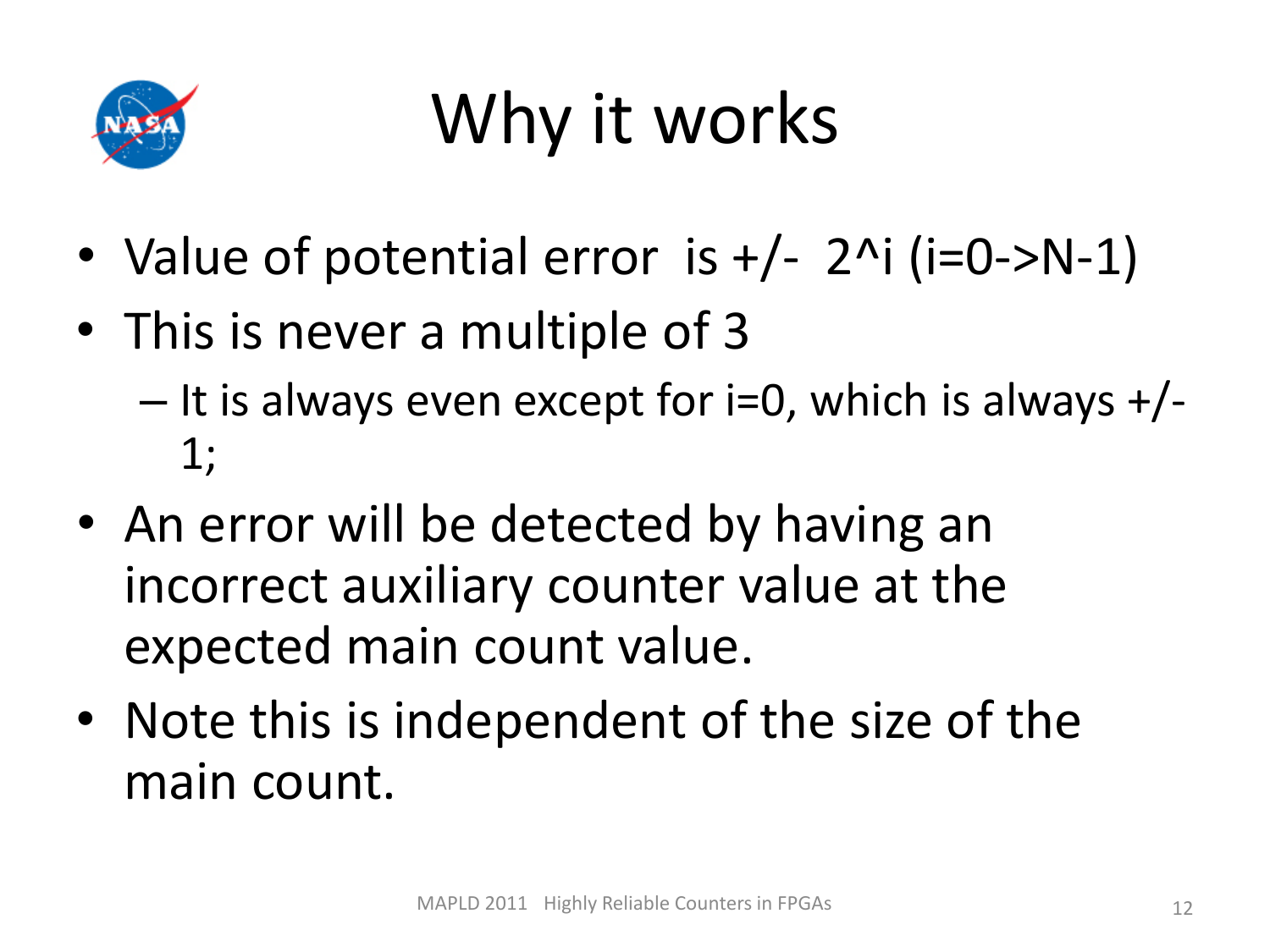# Why it works

- Value of potential error is +/- $2^i$ ($i=0 \rightarrow N-1$)
- This is never a multiple of 3
  - It is always even except for $i=0$, which is always +/- 1;
- An error will be detected by having an incorrect auxiliary counter value at the expected main count value.
- Note this is independent of the size of the main count.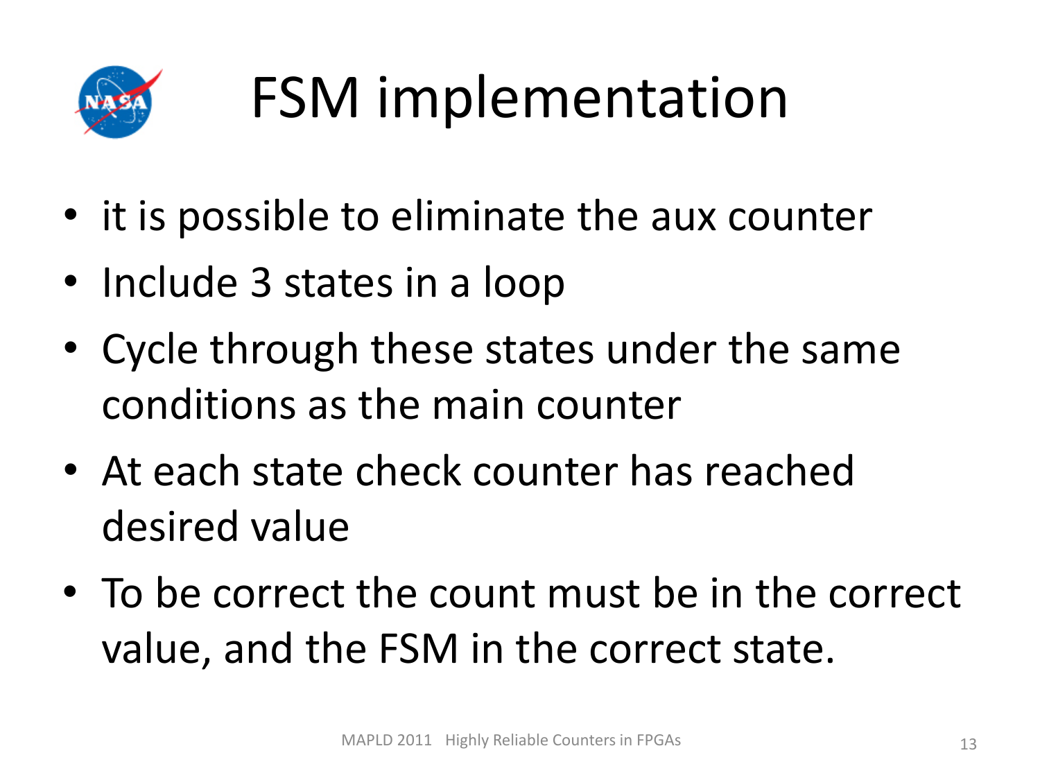# FSM implementation

- it is possible to eliminate the aux counter
- Include 3 states in a loop
- Cycle through these states under the same conditions as the main counter
- At each state check counter has reached desired value
- To be correct the count must be in the correct value, and the FSM in the correct state.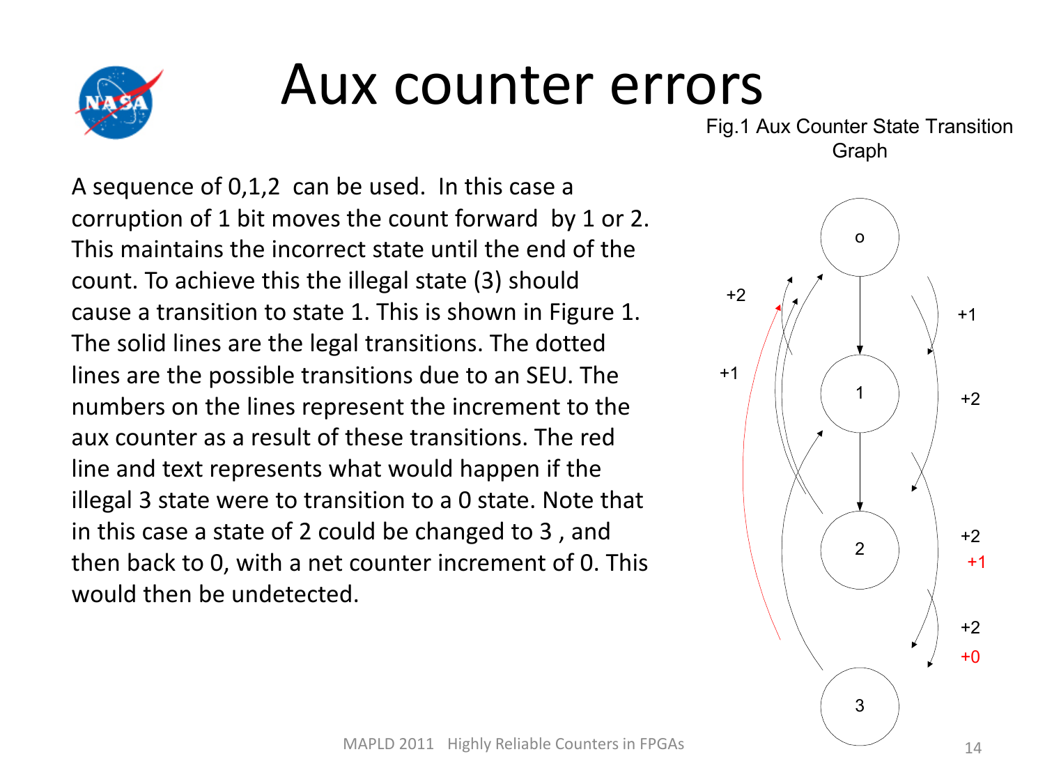# Aux counter errors

A sequence of 0,1,2 can be used. In this case a corruption of 1 bit moves the count forward by 1 or 2. This maintains the incorrect state until the end of the count. To achieve this the illegal state (3) should cause a transition to state 1. This is shown in Figure 1. The solid lines are the legal transitions. The dotted lines are the possible transitions due to an SEU. The numbers on the lines represent the increment to the aux counter as a result of these transitions. The red line and text represents what would happen if the illegal 3 state were to transition to a 0 state. Note that in this case a state of 2 could be changed to 3 , and then back to 0, with a net counter increment of 0. This would then be undetected.

Fig.1 Aux Counter State Transition Graph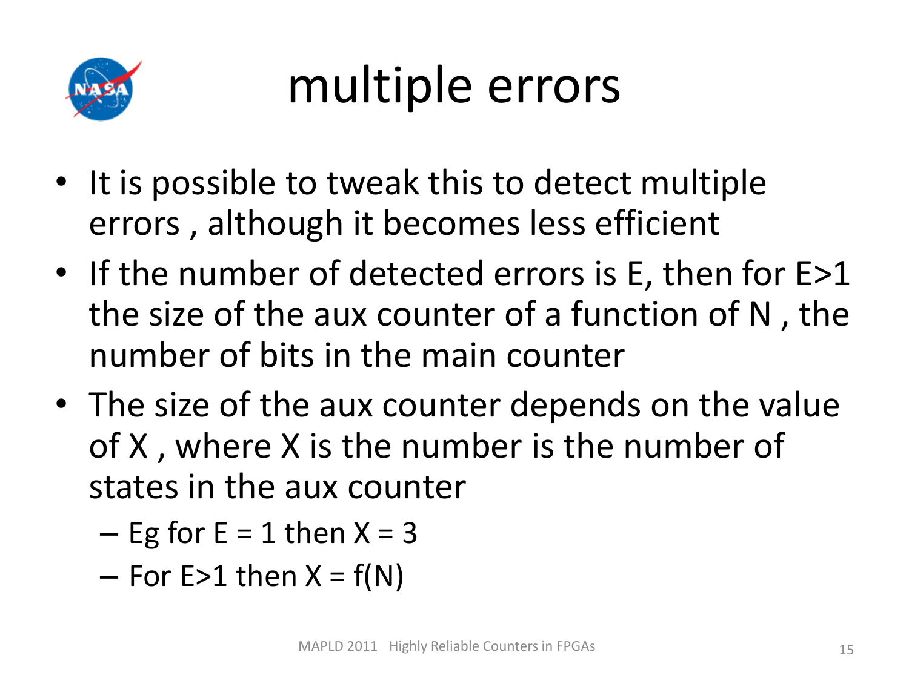# multiple errors

- It is possible to tweak this to detect multiple errors , although it becomes less efficient
- If the number of detected errors is E, then for E>1 the size of the aux counter of a function of N , the number of bits in the main counter
- The size of the aux counter depends on the value of X , where X is the number is the number of states in the aux counter
  - Eg for E = 1 then X = 3
  - For E>1 then X = f(N)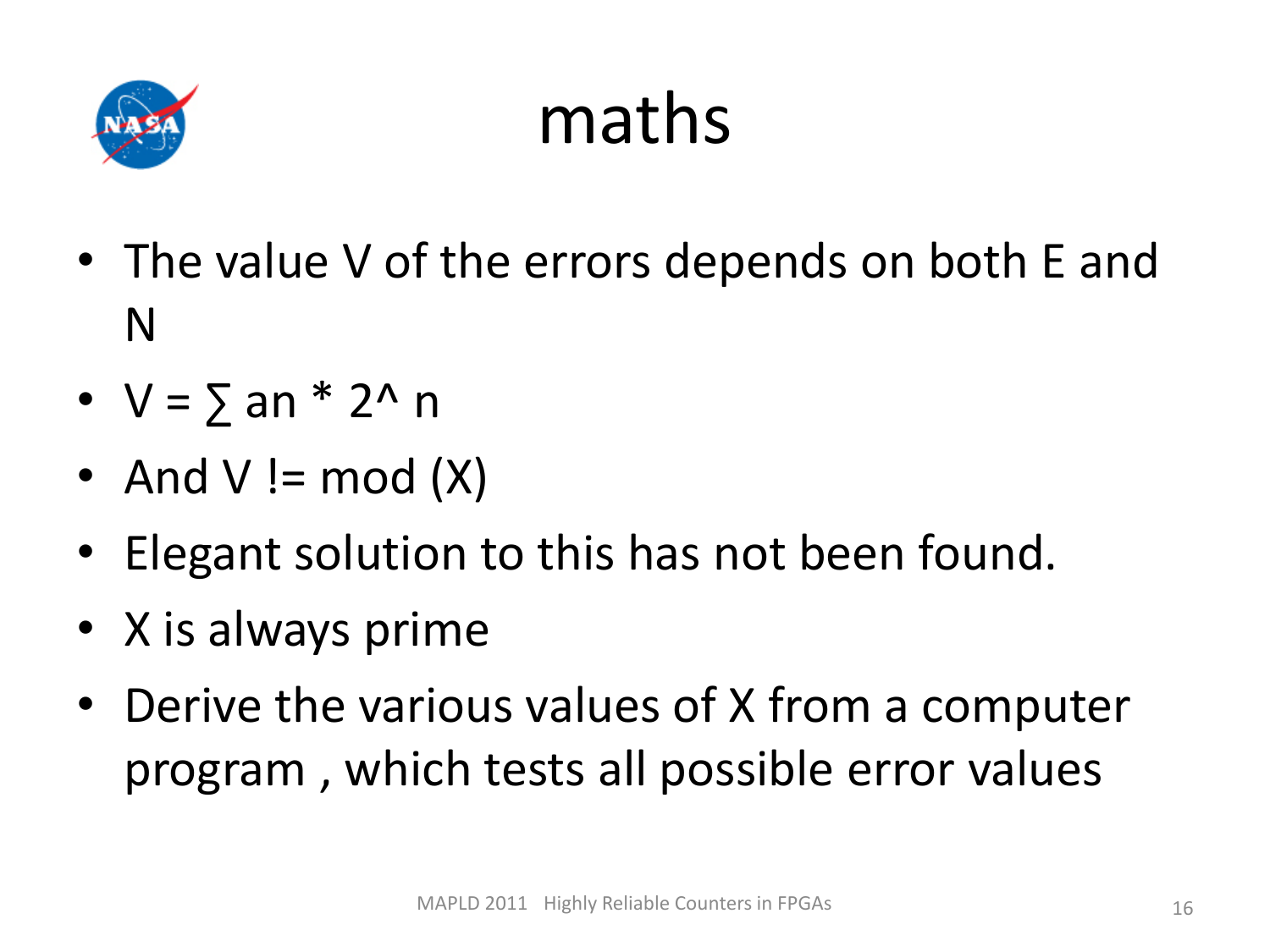# maths

- The value V of the errors depends on both E and N
- $V = \sum a_n * 2^n$
- And V != mod (X)
- Elegant solution to this has not been found.
- X is always prime
- Derive the various values of X from a computer program , which tests all possible error values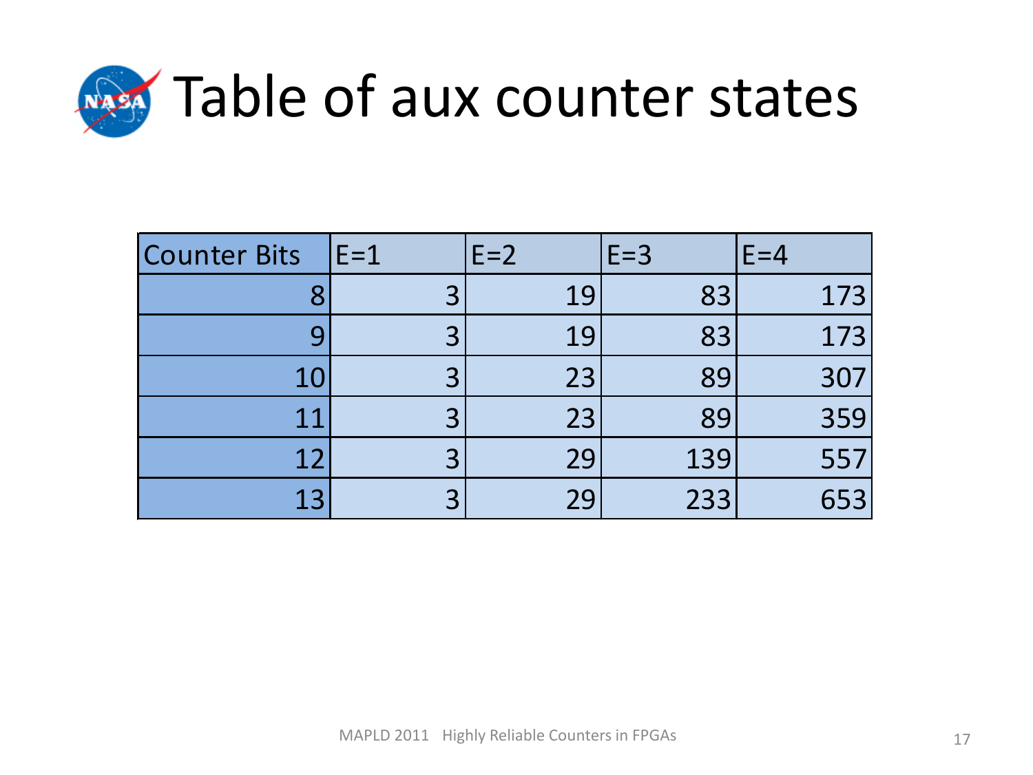# Table of aux counter states

| Counter Bits | E=1 | E=2 | E=3 | E=4 |
|---|---|---|---|---|
| 8 | 3 | 19 | 83 | 173 |
| 9 | 3 | 19 | 83 | 173 |
| 10 | 3 | 23 | 89 | 307 |
| 11 | 3 | 23 | 89 | 359 |
| 12 | 3 | 29 | 139 | 557 |
| 13 | 3 | 29 | 233 | 653 |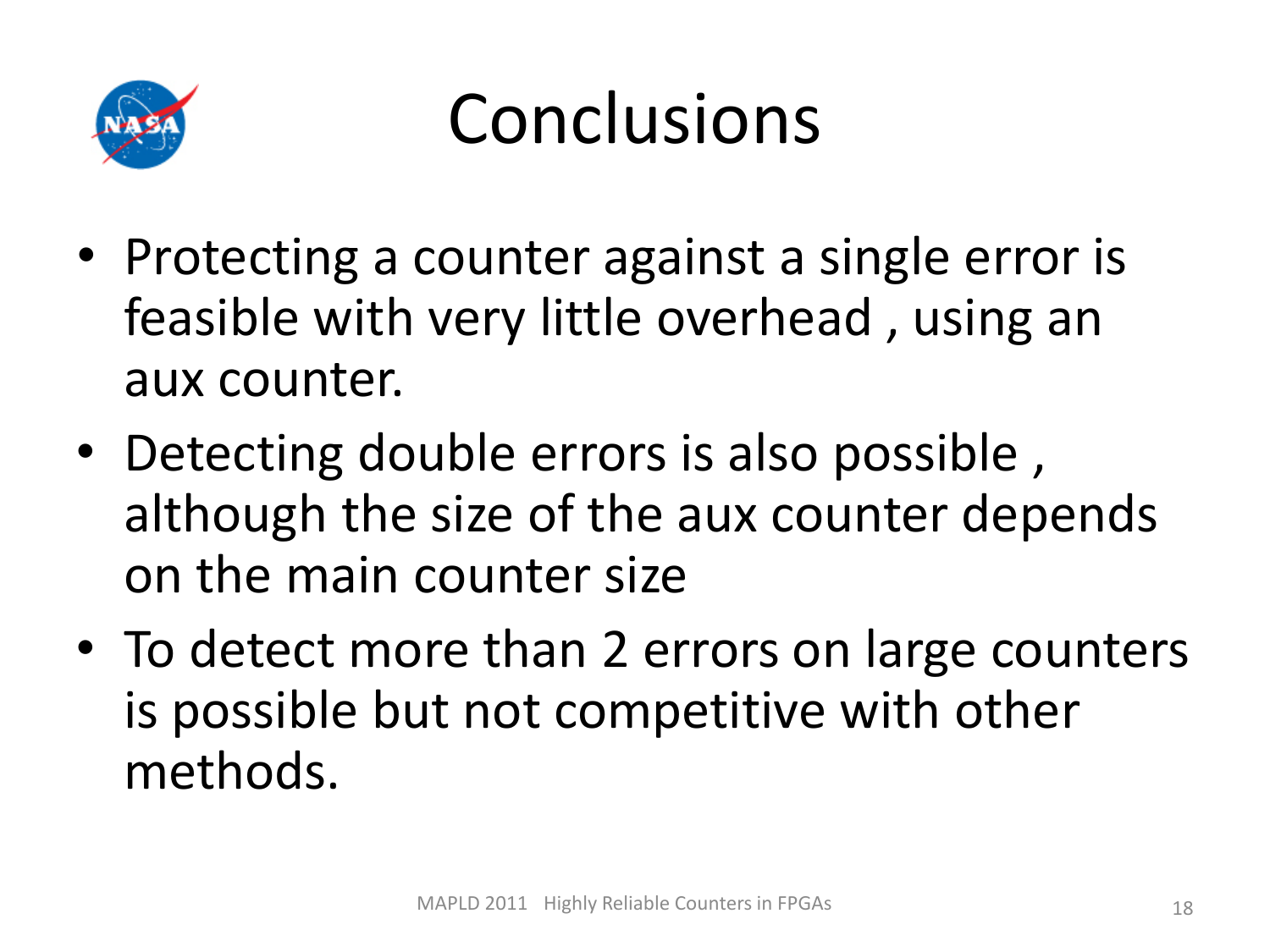# Conclusions

- Protecting a counter against a single error is feasible with very little overhead , using an aux counter.
- Detecting double errors is also possible , although the size of the aux counter depends on the main counter size
- To detect more than 2 errors on large counters is possible but not competitive with other methods.